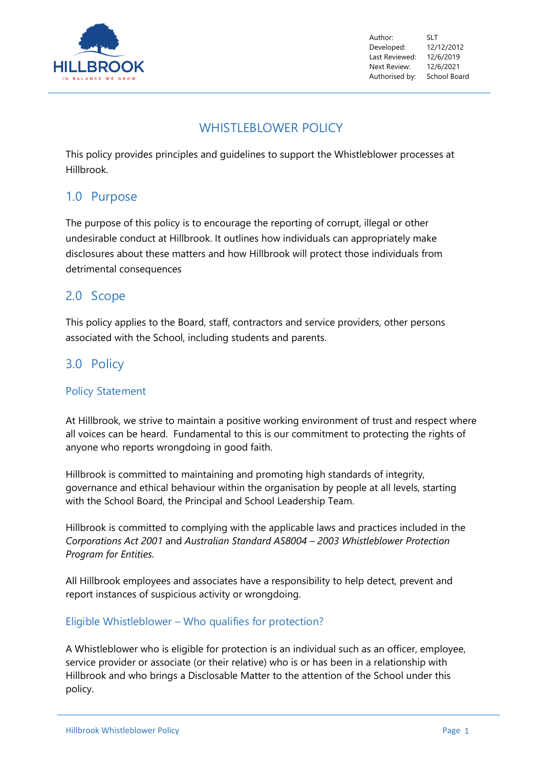HILLBROOK

IN BALANCE WE GROW

| | |
|---|---|
| Author: | SLT |
| Developed: | 12/12/2012 |
| Last Reviewed: | 12/6/2019 |
| Next Review: | 12/6/2021 |
| Authorised by: | School Board |

# WHISTLEBLOWER POLICY

This policy provides principles and guidelines to support the Whistleblower processes at Hillbrook.

## 1.0 Purpose

The purpose of this policy is to encourage the reporting of corrupt, illegal or other undesirable conduct at Hillbrook. It outlines how individuals can appropriately make disclosures about these matters and how Hillbrook will protect those individuals from detrimental consequences

## 2.0 Scope

This policy applies to the Board, staff, contractors and service providers, other persons associated with the School, including students and parents.

## 3.0 Policy

### Policy Statement

At Hillbrook, we strive to maintain a positive working environment of trust and respect where all voices can be heard. Fundamental to this is our commitment to protecting the rights of anyone who reports wrongdoing in good faith.

Hillbrook is committed to maintaining and promoting high standards of integrity, governance and ethical behaviour within the organisation by people at all levels, starting with the School Board, the Principal and School Leadership Team.

Hillbrook is committed to complying with the applicable laws and practices included in the *Corporations Act 2001* and *Australian Standard AS8004 – 2003 Whistleblower Protection Program for Entities*.

All Hillbrook employees and associates have a responsibility to help detect, prevent and report instances of suspicious activity or wrongdoing.

### Eligible Whistleblower – Who qualifies for protection?

A Whistleblower who is eligible for protection is an individual such as an officer, employee, service provider or associate (or their relative) who is or has been in a relationship with Hillbrook and who brings a Disclosable Matter to the attention of the School under this policy.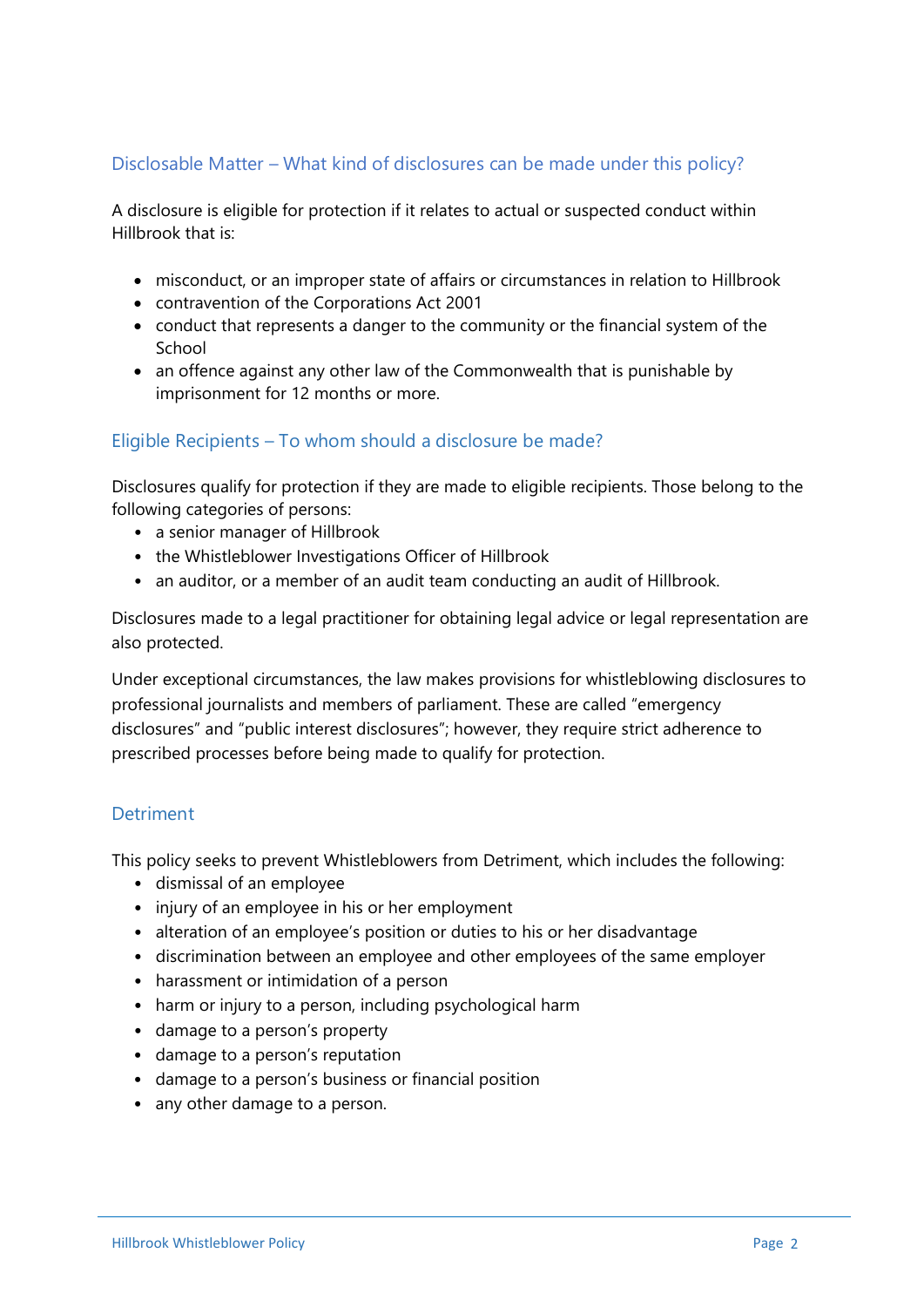## Disclosable Matter – What kind of disclosures can be made under this policy?

A disclosure is eligible for protection if it relates to actual or suspected conduct within Hillbrook that is:

- misconduct, or an improper state of affairs or circumstances in relation to Hillbrook
- contravention of the Corporations Act 2001
- conduct that represents a danger to the community or the financial system of the School
- an offence against any other law of the Commonwealth that is punishable by imprisonment for 12 months or more.

## Eligible Recipients – To whom should a disclosure be made?

Disclosures qualify for protection if they are made to eligible recipients. Those belong to the following categories of persons:

- a senior manager of Hillbrook
- the Whistleblower Investigations Officer of Hillbrook
- an auditor, or a member of an audit team conducting an audit of Hillbrook.

Disclosures made to a legal practitioner for obtaining legal advice or legal representation are also protected.

Under exceptional circumstances, the law makes provisions for whistleblowing disclosures to professional journalists and members of parliament. These are called "emergency disclosures" and "public interest disclosures"; however, they require strict adherence to prescribed processes before being made to qualify for protection.

## Detriment

This policy seeks to prevent Whistleblowers from Detriment, which includes the following:

- dismissal of an employee
- injury of an employee in his or her employment
- alteration of an employee's position or duties to his or her disadvantage
- discrimination between an employee and other employees of the same employer
- harassment or intimidation of a person
- harm or injury to a person, including psychological harm
- damage to a person's property
- damage to a person's reputation
- damage to a person's business or financial position
- any other damage to a person.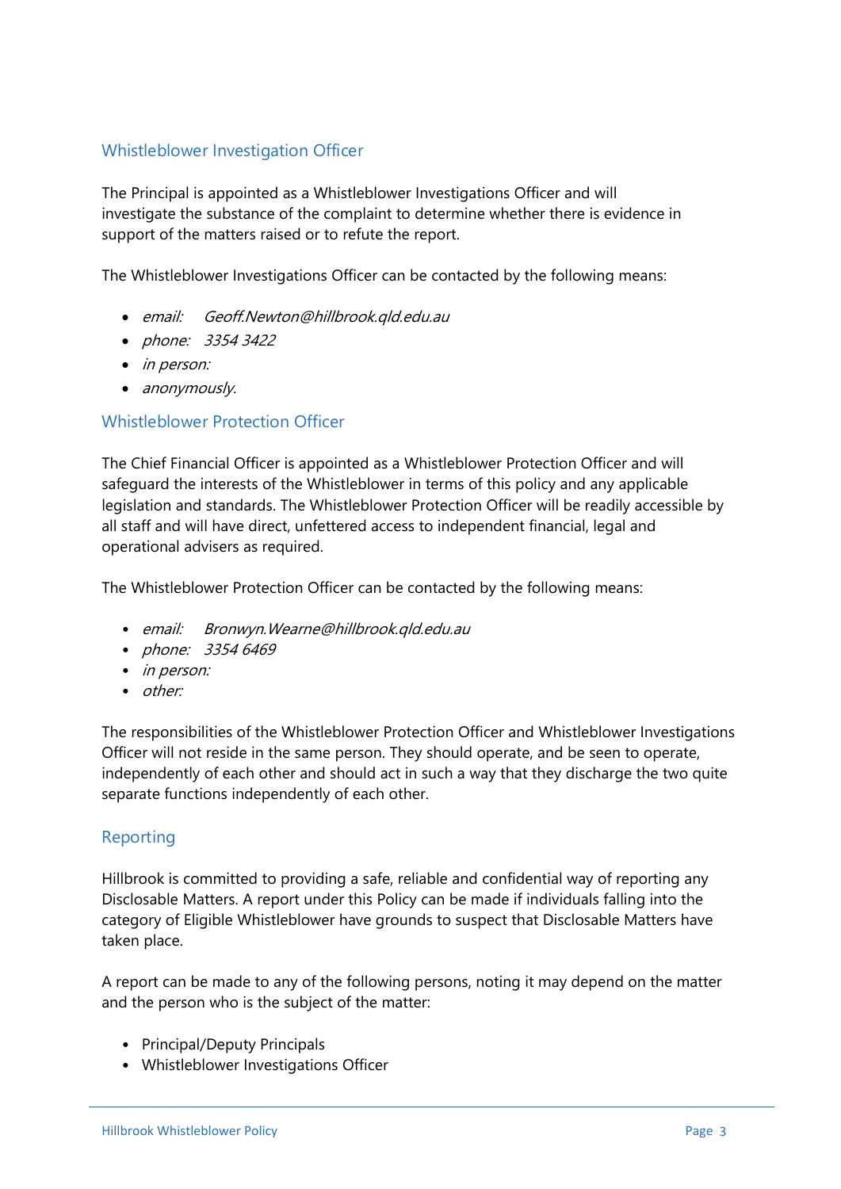## Whistleblower Investigation Officer

The Principal is appointed as a Whistleblower Investigations Officer and will investigate the substance of the complaint to determine whether there is evidence in support of the matters raised or to refute the report.

The Whistleblower Investigations Officer can be contacted by the following means:

- *email: Geoff.Newton@hillbrook.qld.edu.au*
- *phone: 3354 3422*
- *in person:*
- *anonymously.*

## Whistleblower Protection Officer

The Chief Financial Officer is appointed as a Whistleblower Protection Officer and will safeguard the interests of the Whistleblower in terms of this policy and any applicable legislation and standards. The Whistleblower Protection Officer will be readily accessible by all staff and will have direct, unfettered access to independent financial, legal and operational advisers as required.

The Whistleblower Protection Officer can be contacted by the following means:

- *email: Bronwyn.Wearne@hillbrook.qld.edu.au*
- *phone: 3354 6469*
- *in person:*
- *other:*

The responsibilities of the Whistleblower Protection Officer and Whistleblower Investigations Officer will not reside in the same person. They should operate, and be seen to operate, independently of each other and should act in such a way that they discharge the two quite separate functions independently of each other.

## Reporting

Hillbrook is committed to providing a safe, reliable and confidential way of reporting any Disclosable Matters. A report under this Policy can be made if individuals falling into the category of Eligible Whistleblower have grounds to suspect that Disclosable Matters have taken place.

A report can be made to any of the following persons, noting it may depend on the matter and the person who is the subject of the matter:

- Principal/Deputy Principals
- Whistleblower Investigations Officer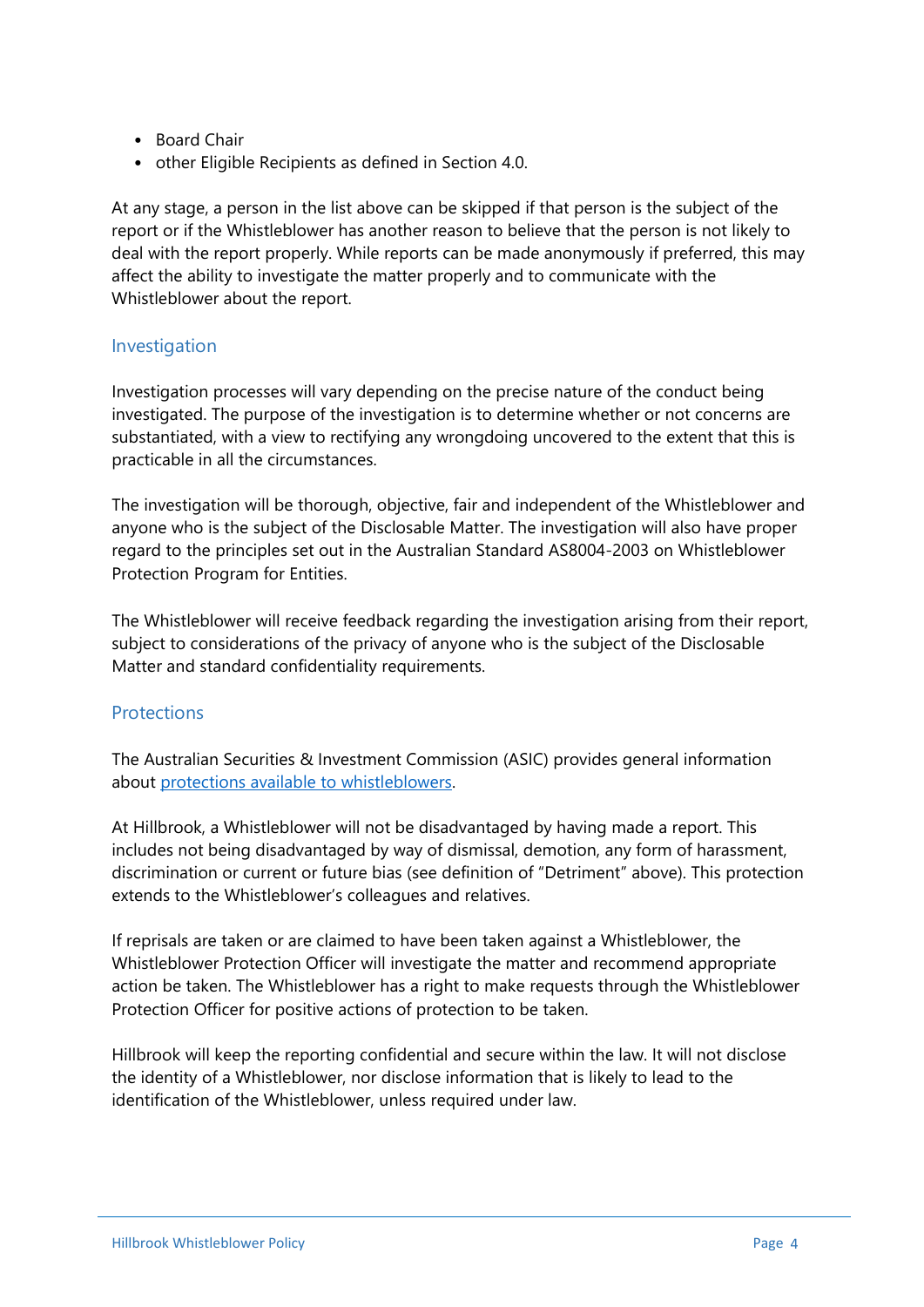- Board Chair
- other Eligible Recipients as defined in Section 4.0.

At any stage, a person in the list above can be skipped if that person is the subject of the report or if the Whistleblower has another reason to believe that the person is not likely to deal with the report properly. While reports can be made anonymously if preferred, this may affect the ability to investigate the matter properly and to communicate with the Whistleblower about the report.

### Investigation

Investigation processes will vary depending on the precise nature of the conduct being investigated. The purpose of the investigation is to determine whether or not concerns are substantiated, with a view to rectifying any wrongdoing uncovered to the extent that this is practicable in all the circumstances.

The investigation will be thorough, objective, fair and independent of the Whistleblower and anyone who is the subject of the Disclosable Matter. The investigation will also have proper regard to the principles set out in the Australian Standard AS8004-2003 on Whistleblower Protection Program for Entities.

The Whistleblower will receive feedback regarding the investigation arising from their report, subject to considerations of the privacy of anyone who is the subject of the Disclosable Matter and standard confidentiality requirements.

### Protections

The Australian Securities & Investment Commission (ASIC) provides general information about protections available to whistleblowers.

At Hillbrook, a Whistleblower will not be disadvantaged by having made a report. This includes not being disadvantaged by way of dismissal, demotion, any form of harassment, discrimination or current or future bias (see definition of "Detriment" above). This protection extends to the Whistleblower's colleagues and relatives.

If reprisals are taken or are claimed to have been taken against a Whistleblower, the Whistleblower Protection Officer will investigate the matter and recommend appropriate action be taken. The Whistleblower has a right to make requests through the Whistleblower Protection Officer for positive actions of protection to be taken.

Hillbrook will keep the reporting confidential and secure within the law. It will not disclose the identity of a Whistleblower, nor disclose information that is likely to lead to the identification of the Whistleblower, unless required under law.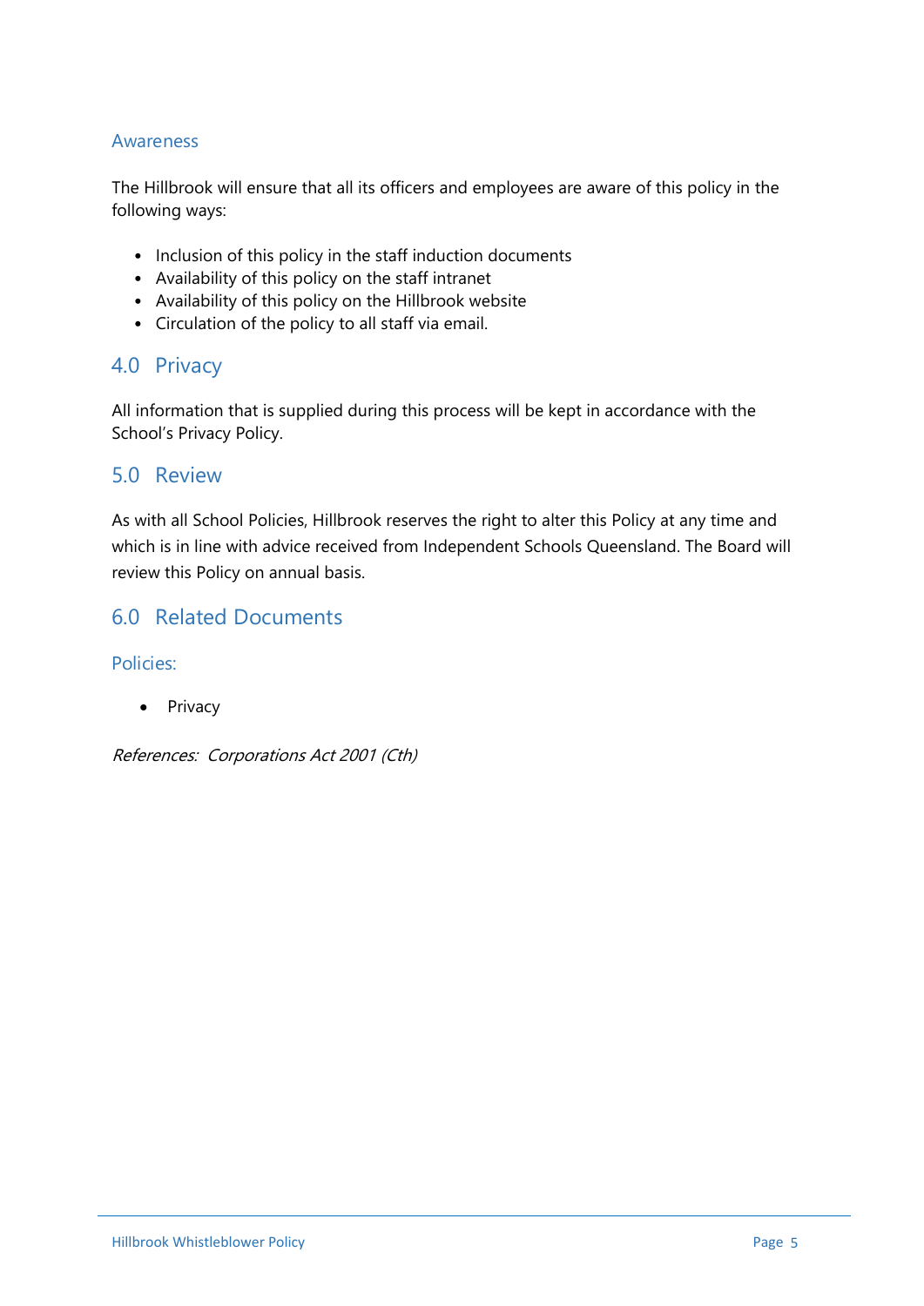### Awareness

The Hillbrook will ensure that all its officers and employees are aware of this policy in the following ways:

- Inclusion of this policy in the staff induction documents
- Availability of this policy on the staff intranet
- Availability of this policy on the Hillbrook website
- Circulation of the policy to all staff via email.

## 4.0 Privacy

All information that is supplied during this process will be kept in accordance with the School's Privacy Policy.

## 5.0 Review

As with all School Policies, Hillbrook reserves the right to alter this Policy at any time and which is in line with advice received from Independent Schools Queensland. The Board will review this Policy on annual basis.

## 6.0 Related Documents

### Policies:

- Privacy

*References: Corporations Act 2001 (Cth)*